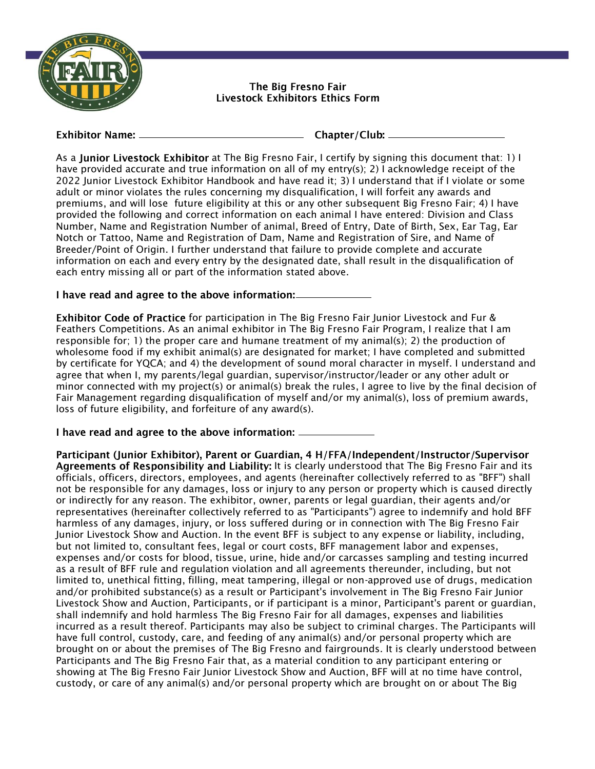# The Big Fresno Fair
## Livestock Exhibitors Ethics Form

**Exhibitor Name:** ______________________________ **Chapter/Club:** ____________________

As a **Junior Livestock Exhibitor** at The Big Fresno Fair, I certify by signing this document that: 1) I have provided accurate and true information on all of my entry(s); 2) I acknowledge receipt of the 2022 Junior Livestock Exhibitor Handbook and have read it; 3) I understand that if I violate or some adult or minor violates the rules concerning my disqualification, I will forfeit any awards and premiums, and will lose future eligibility at this or any other subsequent Big Fresno Fair; 4) I have provided the following and correct information on each animal I have entered: Division and Class Number, Name and Registration Number of animal, Breed of Entry, Date of Birth, Sex, Ear Tag, Ear Notch or Tattoo, Name and Registration of Dam, Name and Registration of Sire, and Name of Breeder/Point of Origin. I further understand that failure to provide complete and accurate information on each and every entry by the designated date, shall result in the disqualification of each entry missing all or part of the information stated above.

**I have read and agree to the above information:** ______________

**Exhibitor Code of Practice** for participation in The Big Fresno Fair Junior Livestock and Fur & Feathers Competitions. As an animal exhibitor in The Big Fresno Fair Program, I realize that I am responsible for; 1) the proper care and humane treatment of my animal(s); 2) the production of wholesome food if my exhibit animal(s) are designated for market; I have completed and submitted by certificate for YQCA; and 4) the development of sound moral character in myself. I understand and agree that when I, my parents/legal guardian, supervisor/instructor/leader or any other adult or minor connected with my project(s) or animal(s) break the rules, I agree to live by the final decision of Fair Management regarding disqualification of myself and/or my animal(s), loss of premium awards, loss of future eligibility, and forfeiture of any award(s).

**I have read and agree to the above information:** ______________

**Participant (Junior Exhibitor), Parent or Guardian, 4 H/FFA/Independent/Instructor/Supervisor Agreements of Responsibility and Liability:** It is clearly understood that The Big Fresno Fair and its officials, officers, directors, employees, and agents (hereinafter collectively referred to as "BFF") shall not be responsible for any damages, loss or injury to any person or property which is caused directly or indirectly for any reason. The exhibitor, owner, parents or legal guardian, their agents and/or representatives (hereinafter collectively referred to as "Participants") agree to indemnify and hold BFF harmless of any damages, injury, or loss suffered during or in connection with The Big Fresno Fair Junior Livestock Show and Auction. In the event BFF is subject to any expense or liability, including, but not limited to, consultant fees, legal or court costs, BFF management labor and expenses, expenses and/or costs for blood, tissue, urine, hide and/or carcasses sampling and testing incurred as a result of BFF rule and regulation violation and all agreements thereunder, including, but not limited to, unethical fitting, filling, meat tampering, illegal or non-approved use of drugs, medication and/or prohibited substance(s) as a result or Participant's involvement in The Big Fresno Fair Junior Livestock Show and Auction, Participants, or if participant is a minor, Participant's parent or guardian, shall indemnify and hold harmless The Big Fresno Fair for all damages, expenses and liabilities incurred as a result thereof. Participants may also be subject to criminal charges. The Participants will have full control, custody, care, and feeding of any animal(s) and/or personal property which are brought on or about the premises of The Big Fresno and fairgrounds. It is clearly understood between Participants and The Big Fresno Fair that, as a material condition to any participant entering or showing at The Big Fresno Fair Junior Livestock Show and Auction, BFF will at no time have control, custody, or care of any animal(s) and/or personal property which are brought on or about The Big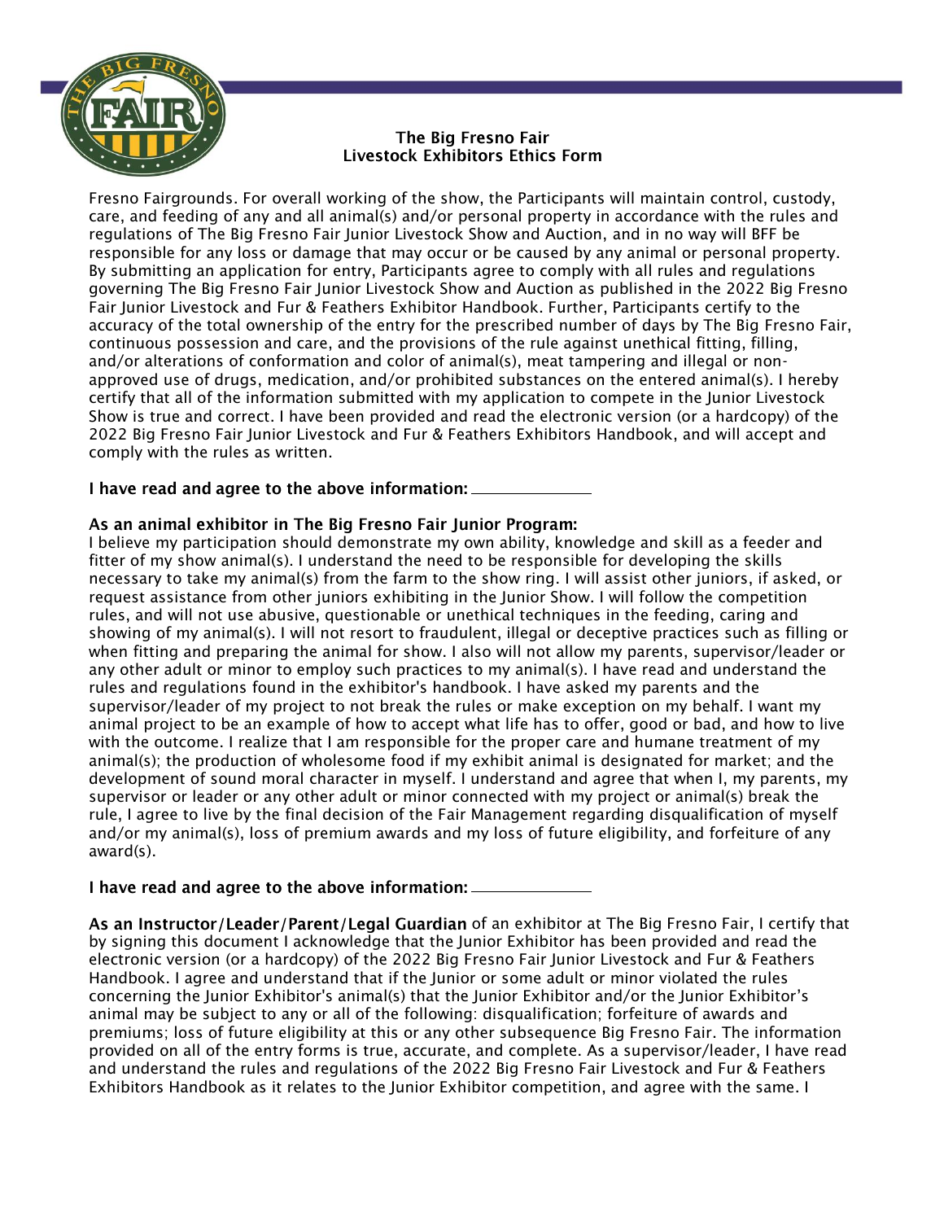**The Big Fresno Fair**
**Livestock Exhibitors Ethics Form**

Fresno Fairgrounds. For overall working of the show, the Participants will maintain control, custody, care, and feeding of any and all animal(s) and/or personal property in accordance with the rules and regulations of The Big Fresno Fair Junior Livestock Show and Auction, and in no way will BFF be responsible for any loss or damage that may occur or be caused by any animal or personal property. By submitting an application for entry, Participants agree to comply with all rules and regulations governing The Big Fresno Fair Junior Livestock Show and Auction as published in the 2022 Big Fresno Fair Junior Livestock and Fur & Feathers Exhibitor Handbook. Further, Participants certify to the accuracy of the total ownership of the entry for the prescribed number of days by The Big Fresno Fair, continuous possession and care, and the provisions of the rule against unethical fitting, filling, and/or alterations of conformation and color of animal(s), meat tampering and illegal or non-approved use of drugs, medication, and/or prohibited substances on the entered animal(s). I hereby certify that all of the information submitted with my application to compete in the Junior Livestock Show is true and correct. I have been provided and read the electronic version (or a hardcopy) of the 2022 Big Fresno Fair Junior Livestock and Fur & Feathers Exhibitors Handbook, and will accept and comply with the rules as written.

**I have read and agree to the above information:** \_\_\_\_\_\_\_\_\_\_\_\_\_\_

**As an animal exhibitor in The Big Fresno Fair Junior Program:**
I believe my participation should demonstrate my own ability, knowledge and skill as a feeder and fitter of my show animal(s). I understand the need to be responsible for developing the skills necessary to take my animal(s) from the farm to the show ring. I will assist other juniors, if asked, or request assistance from other juniors exhibiting in the Junior Show. I will follow the competition rules, and will not use abusive, questionable or unethical techniques in the feeding, caring and showing of my animal(s). I will not resort to fraudulent, illegal or deceptive practices such as filling or when fitting and preparing the animal for show. I also will not allow my parents, supervisor/leader or any other adult or minor to employ such practices to my animal(s). I have read and understand the rules and regulations found in the exhibitor's handbook. I have asked my parents and the supervisor/leader of my project to not break the rules or make exception on my behalf. I want my animal project to be an example of how to accept what life has to offer, good or bad, and how to live with the outcome. I realize that I am responsible for the proper care and humane treatment of my animal(s); the production of wholesome food if my exhibit animal is designated for market; and the development of sound moral character in myself. I understand and agree that when I, my parents, my supervisor or leader or any other adult or minor connected with my project or animal(s) break the rule, I agree to live by the final decision of the Fair Management regarding disqualification of myself and/or my animal(s), loss of premium awards and my loss of future eligibility, and forfeiture of any award(s).

**I have read and agree to the above information:** \_\_\_\_\_\_\_\_\_\_\_\_\_\_

**As an Instructor/Leader/Parent/Legal Guardian** of an exhibitor at The Big Fresno Fair, I certify that by signing this document I acknowledge that the Junior Exhibitor has been provided and read the electronic version (or a hardcopy) of the 2022 Big Fresno Fair Junior Livestock and Fur & Feathers Handbook. I agree and understand that if the Junior or some adult or minor violated the rules concerning the Junior Exhibitor's animal(s) that the Junior Exhibitor and/or the Junior Exhibitor's animal may be subject to any or all of the following: disqualification; forfeiture of awards and premiums; loss of future eligibility at this or any other subsequent Big Fresno Fair. The information provided on all of the entry forms is true, accurate, and complete. As a supervisor/leader, I have read and understand the rules and regulations of the 2022 Big Fresno Fair Livestock and Fur & Feathers Exhibitors Handbook as it relates to the Junior Exhibitor competition, and agree with the same. I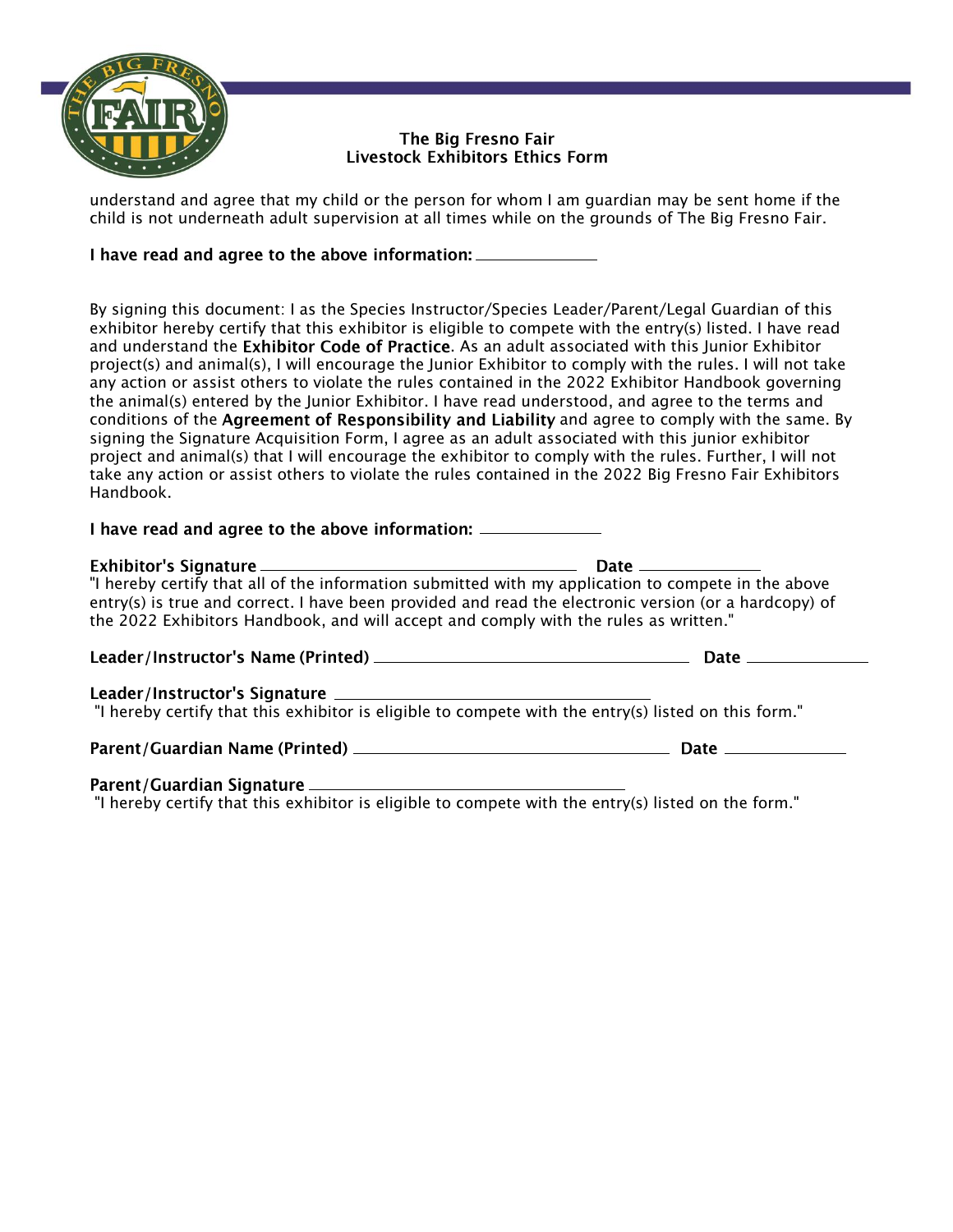**The Big Fresno Fair**
**Livestock Exhibitors Ethics Form**

understand and agree that my child or the person for whom I am guardian may be sent home if the child is not underneath adult supervision at all times while on the grounds of The Big Fresno Fair.

**I have read and agree to the above information:** ______________

By signing this document: I as the Species Instructor/Species Leader/Parent/Legal Guardian of this exhibitor hereby certify that this exhibitor is eligible to compete with the entry(s) listed. I have read and understand the **Exhibitor Code of Practice**. As an adult associated with this Junior Exhibitor project(s) and animal(s), I will encourage the Junior Exhibitor to comply with the rules. I will not take any action or assist others to violate the rules contained in the 2022 Exhibitor Handbook governing the animal(s) entered by the Junior Exhibitor. I have read understood, and agree to the terms and conditions of the **Agreement of Responsibility and Liability** and agree to comply with the same. By signing the Signature Acquisition Form, I agree as an adult associated with this junior exhibitor project and animal(s) that I will encourage the exhibitor to comply with the rules. Further, I will not take any action or assist others to violate the rules contained in the 2022 Big Fresno Fair Exhibitors Handbook.

**I have read and agree to the above information:** ______________

**Exhibitor's Signature** ____________________________________ **Date** ______________

"I hereby certify that all of the information submitted with my application to compete in the above entry(s) is true and correct. I have been provided and read the electronic version (or a hardcopy) of the 2022 Exhibitors Handbook, and will accept and comply with the rules as written."

**Leader/Instructor's Name (Printed)** ____________________________________ **Date** ______________

**Leader/Instructor's Signature** ____________________________________

"I hereby certify that this exhibitor is eligible to compete with the entry(s) listed on this form."

**Parent/Guardian Name (Printed)** ____________________________________ **Date** ______________

**Parent/Guardian Signature** ____________________________________

"I hereby certify that this exhibitor is eligible to compete with the entry(s) listed on the form."